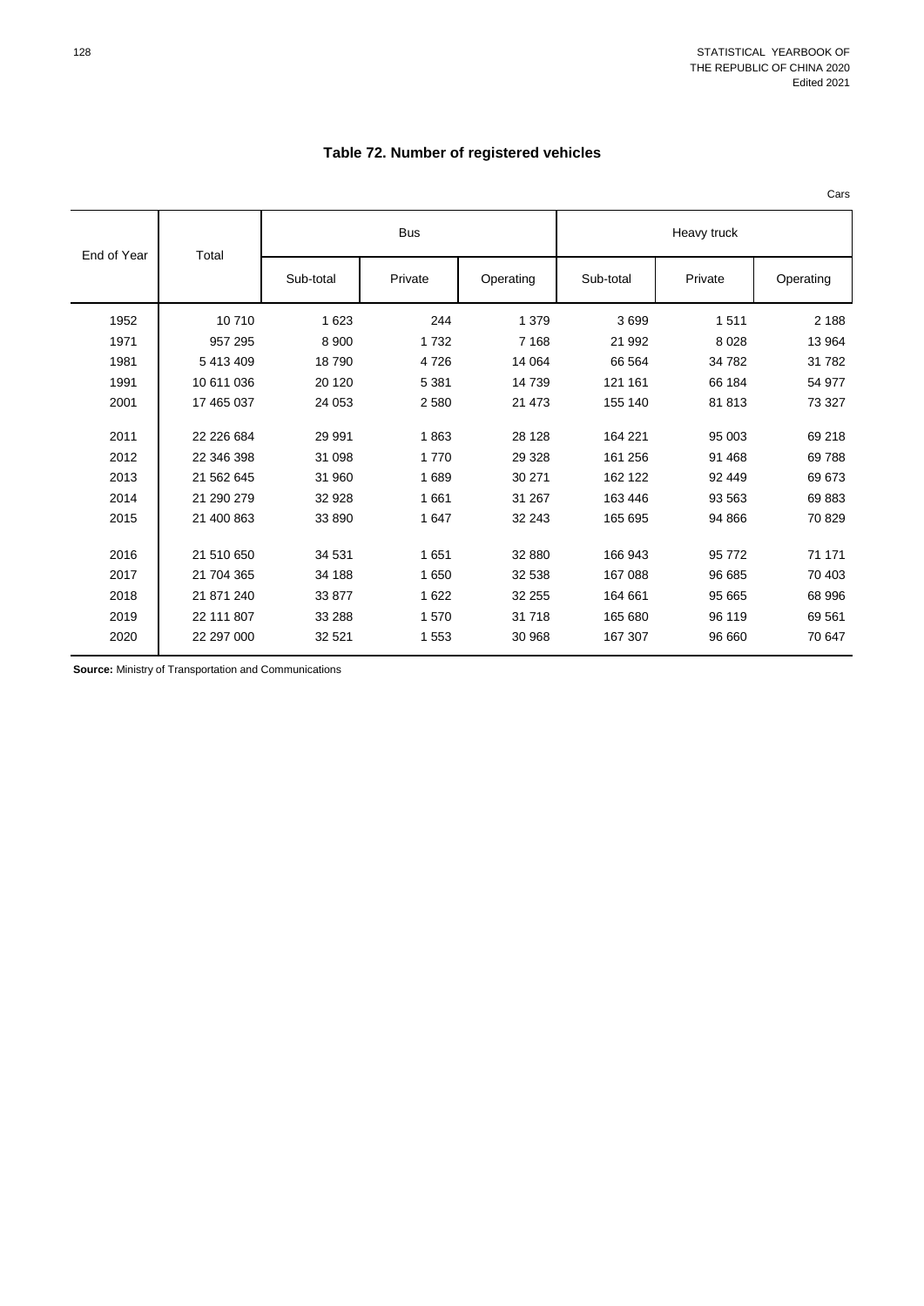STATISTICAL YEARBOOK OF THE REPUBLIC OF CHINA 2020
Edited 2021

# Table 72. Number of registered vehicles

Cars

| End of Year | Total | Bus | | | Heavy truck | | |
|---|---|---|---|---|---|---|---|
| | | Sub-total | Private | Operating | Sub-total | Private | Operating |
| 1952 | 10 710 | 1 623 | 244 | 1 379 | 3 699 | 1 511 | 2 188 |
| 1971 | 957 295 | 8 900 | 1 732 | 7 168 | 21 992 | 8 028 | 13 964 |
| 1981 | 5 413 409 | 18 790 | 4 726 | 14 064 | 66 564 | 34 782 | 31 782 |
| 1991 | 10 611 036 | 20 120 | 5 381 | 14 739 | 121 161 | 66 184 | 54 977 |
| 2001 | 17 465 037 | 24 053 | 2 580 | 21 473 | 155 140 | 81 813 | 73 327 |
| 2011 | 22 226 684 | 29 991 | 1 863 | 28 128 | 164 221 | 95 003 | 69 218 |
| 2012 | 22 346 398 | 31 098 | 1 770 | 29 328 | 161 256 | 91 468 | 69 788 |
| 2013 | 21 562 645 | 31 960 | 1 689 | 30 271 | 162 122 | 92 449 | 69 673 |
| 2014 | 21 290 279 | 32 928 | 1 661 | 31 267 | 163 446 | 93 563 | 69 883 |
| 2015 | 21 400 863 | 33 890 | 1 647 | 32 243 | 165 695 | 94 866 | 70 829 |
| 2016 | 21 510 650 | 34 531 | 1 651 | 32 880 | 166 943 | 95 772 | 71 171 |
| 2017 | 21 704 365 | 34 188 | 1 650 | 32 538 | 167 088 | 96 685 | 70 403 |
| 2018 | 21 871 240 | 33 877 | 1 622 | 32 255 | 164 661 | 95 665 | 68 996 |
| 2019 | 22 111 807 | 33 288 | 1 570 | 31 718 | 165 680 | 96 119 | 69 561 |
| 2020 | 22 297 000 | 32 521 | 1 553 | 30 968 | 167 307 | 96 660 | 70 647 |

**Source:** Ministry of Transportation and Communications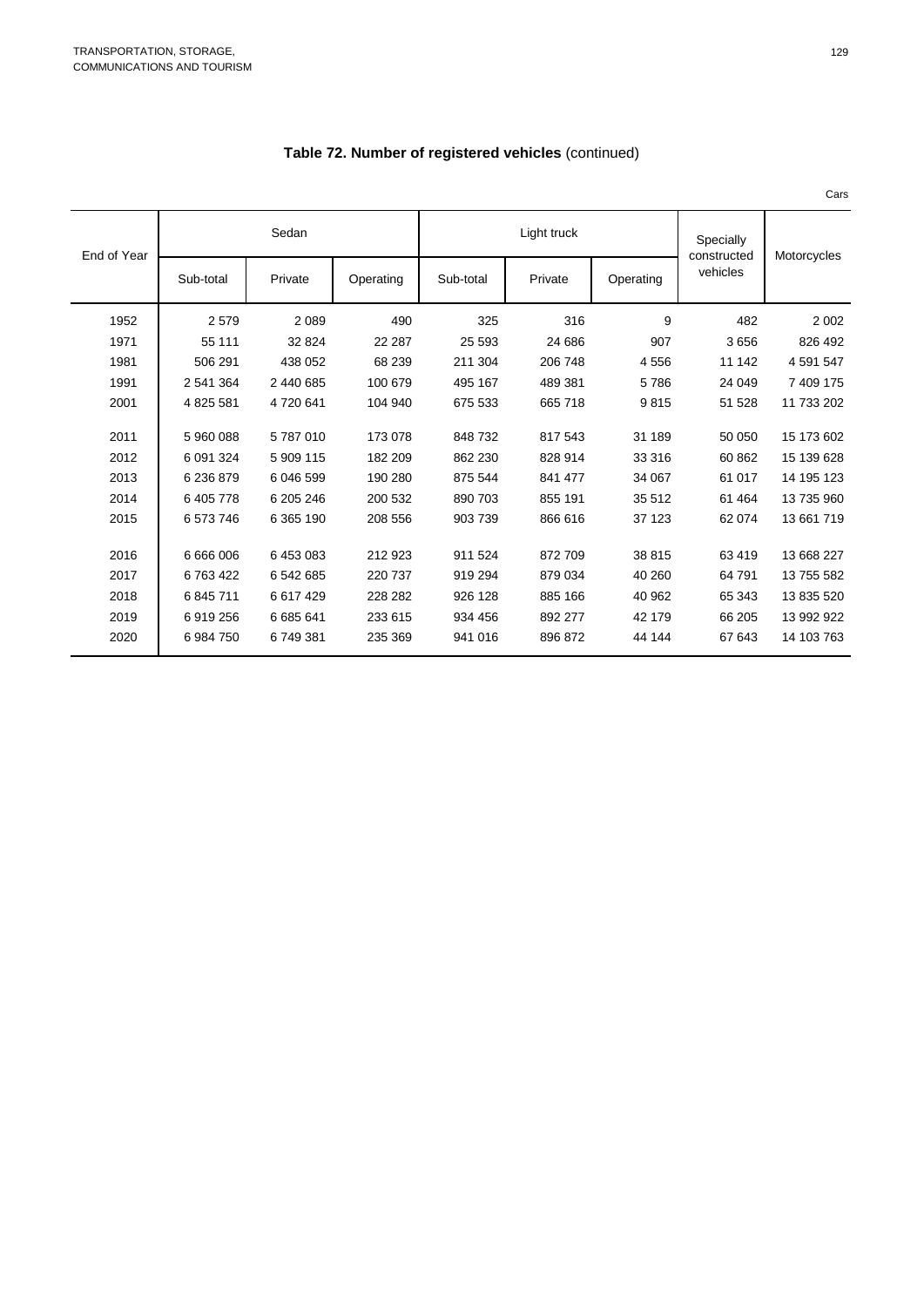## Table 72. Number of registered vehicles (continued)

Cars

| End of Year | Sedan | | | Light truck | | | Specially constructed vehicles | Motorcycles |
|---|---|---|---|---|---|---|---|---|
| | Sub-total | Private | Operating | Sub-total | Private | Operating | | |
| 1952 | 2 579 | 2 089 | 490 | 325 | 316 | 9 | 482 | 2 002 |
| 1971 | 55 111 | 32 824 | 22 287 | 25 593 | 24 686 | 907 | 3 656 | 826 492 |
| 1981 | 506 291 | 438 052 | 68 239 | 211 304 | 206 748 | 4 556 | 11 142 | 4 591 547 |
| 1991 | 2 541 364 | 2 440 685 | 100 679 | 495 167 | 489 381 | 5 786 | 24 049 | 7 409 175 |
| 2001 | 4 825 581 | 4 720 641 | 104 940 | 675 533 | 665 718 | 9 815 | 51 528 | 11 733 202 |
| 2011 | 5 960 088 | 5 787 010 | 173 078 | 848 732 | 817 543 | 31 189 | 50 050 | 15 173 602 |
| 2012 | 6 091 324 | 5 909 115 | 182 209 | 862 230 | 828 914 | 33 316 | 60 862 | 15 139 628 |
| 2013 | 6 236 879 | 6 046 599 | 190 280 | 875 544 | 841 477 | 34 067 | 61 017 | 14 195 123 |
| 2014 | 6 405 778 | 6 205 246 | 200 532 | 890 703 | 855 191 | 35 512 | 61 464 | 13 735 960 |
| 2015 | 6 573 746 | 6 365 190 | 208 556 | 903 739 | 866 616 | 37 123 | 62 074 | 13 661 719 |
| 2016 | 6 666 006 | 6 453 083 | 212 923 | 911 524 | 872 709 | 38 815 | 63 419 | 13 668 227 |
| 2017 | 6 763 422 | 6 542 685 | 220 737 | 919 294 | 879 034 | 40 260 | 64 791 | 13 755 582 |
| 2018 | 6 845 711 | 6 617 429 | 228 282 | 926 128 | 885 166 | 40 962 | 65 343 | 13 835 520 |
| 2019 | 6 919 256 | 6 685 641 | 233 615 | 934 456 | 892 277 | 42 179 | 66 205 | 13 992 922 |
| 2020 | 6 984 750 | 6 749 381 | 235 369 | 941 016 | 896 872 | 44 144 | 67 643 | 14 103 763 |